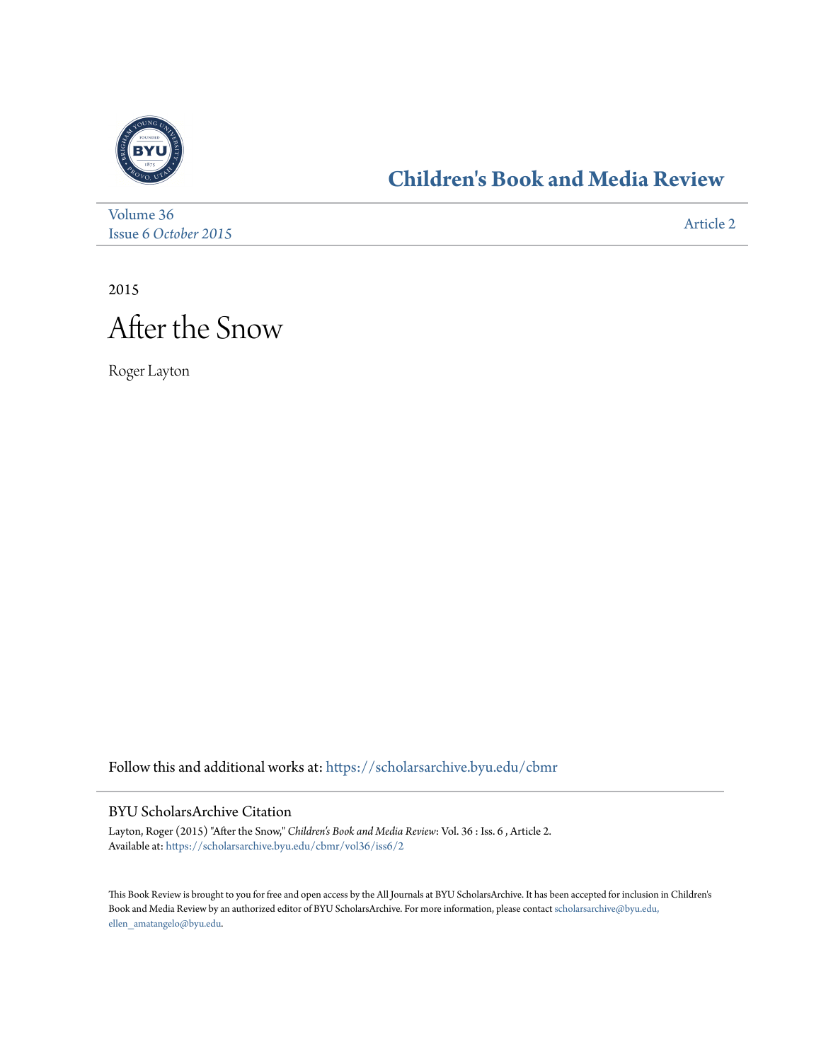## Children's Book and Media Review

Volume 36
Issue 6 *October 2015*

Article 2

2015

# After the Snow

Roger Layton

Follow this and additional works at: https://scholarsarchive.byu.edu/cbmr

### BYU ScholarsArchive Citation

Layton, Roger (2015) "After the Snow," *Children's Book and Media Review*: Vol. 36 : Iss. 6 , Article 2.
Available at: https://scholarsarchive.byu.edu/cbmr/vol36/iss6/2

This Book Review is brought to you for free and open access by the All Journals at BYU ScholarsArchive. It has been accepted for inclusion in Children's Book and Media Review by an authorized editor of BYU ScholarsArchive. For more information, please contact scholarsarchive@byu.edu, ellen_amatangelo@byu.edu.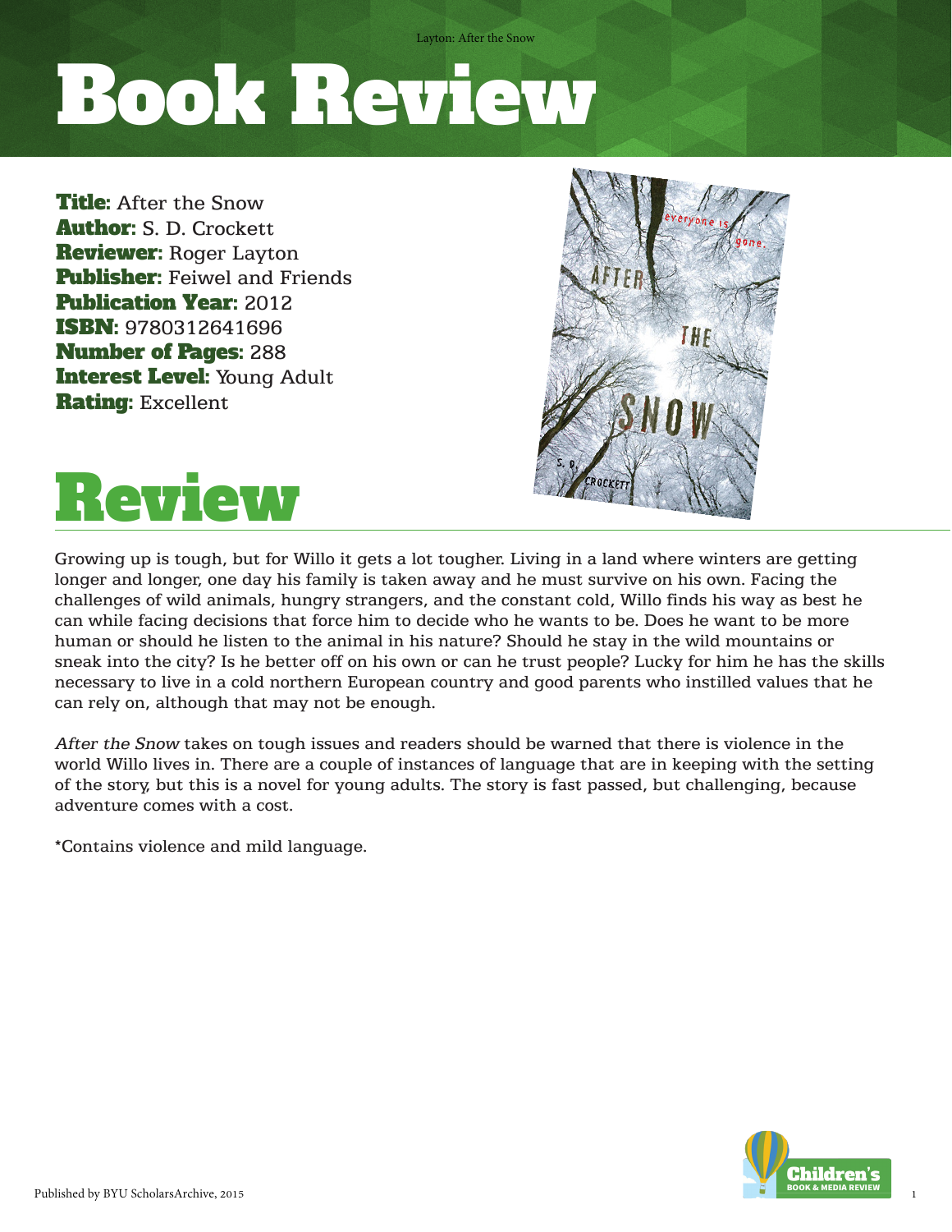# Book Review

**Title:** After the Snow
**Author:** S. D. Crockett
**Reviewer:** Roger Layton
**Publisher:** Feiwel and Friends
**Publication Year:** 2012
**ISBN:** 9780312641696
**Number of Pages:** 288
**Interest Level:** Young Adult
**Rating:** Excellent

# Review

Growing up is tough, but for Willo it gets a lot tougher. Living in a land where winters are getting longer and longer, one day his family is taken away and he must survive on his own. Facing the challenges of wild animals, hungry strangers, and the constant cold, Willo finds his way as best he can while facing decisions that force him to decide who he wants to be. Does he want to be more human or should he listen to the animal in his nature? Should he stay in the wild mountains or sneak into the city? Is he better off on his own or can he trust people? Lucky for him he has the skills necessary to live in a cold northern European country and good parents who instilled values that he can rely on, although that may not be enough.

*After the Snow* takes on tough issues and readers should be warned that there is violence in the world Willo lives in. There are a couple of instances of language that are in keeping with the setting of the story, but this is a novel for young adults. The story is fast passed, but challenging, because adventure comes with a cost.

*Contains violence and mild language.